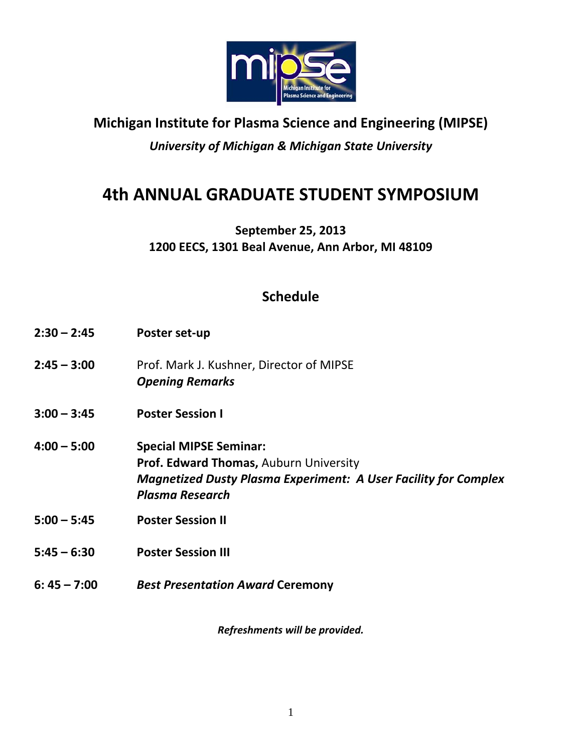**Michigan Institute for Plasma Science and Engineering (MIPSE)**

***University of Michigan & Michigan State University***

# 4th ANNUAL GRADUATE STUDENT SYMPOSIUM

**September 25, 2013**
**1200 EECS, 1301 Beal Avenue, Ann Arbor, MI 48109**

## Schedule

**2:30 – 2:45** **Poster set-up**

**2:45 – 3:00** Prof. Mark J. Kushner, Director of MIPSE
***Opening Remarks***

**3:00 – 3:45** **Poster Session I**

**4:00 – 5:00** **Special MIPSE Seminar:**
**Prof. Edward Thomas,** Auburn University
***Magnetized Dusty Plasma Experiment: A User Facility for Complex Plasma Research***

**5:00 – 5:45** **Poster Session II**

**5:45 – 6:30** **Poster Session III**

**6: 45 – 7:00** ***Best Presentation Award*** **Ceremony**

***Refreshments will be provided.***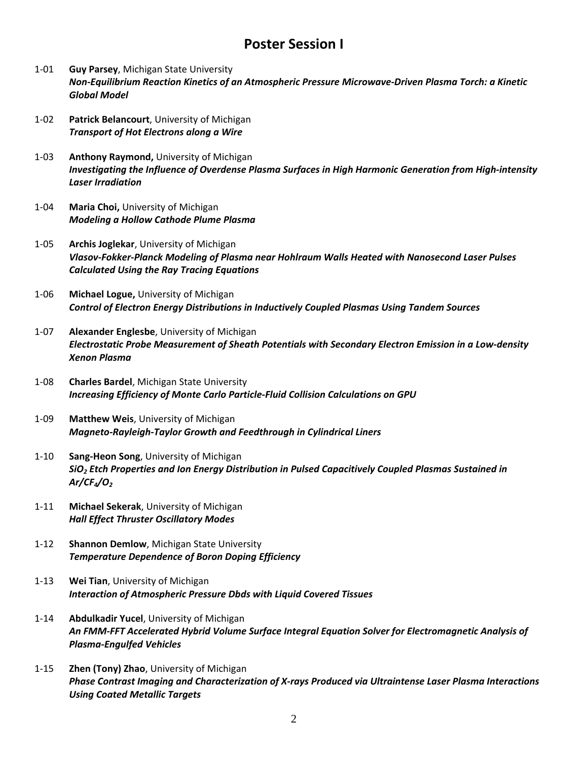# Poster Session I

1-01 **Guy Parsey**, Michigan State University
***Non-Equilibrium Reaction Kinetics of an Atmospheric Pressure Microwave-Driven Plasma Torch: a Kinetic Global Model***

1-02 **Patrick Belancourt**, University of Michigan
***Transport of Hot Electrons along a Wire***

1-03 **Anthony Raymond,** University of Michigan
***Investigating the Influence of Overdense Plasma Surfaces in High Harmonic Generation from High-intensity Laser Irradiation***

1-04 **Maria Choi,** University of Michigan
***Modeling a Hollow Cathode Plume Plasma***

1-05 **Archis Joglekar**, University of Michigan
***Vlasov-Fokker-Planck Modeling of Plasma near Hohlraum Walls Heated with Nanosecond Laser Pulses Calculated Using the Ray Tracing Equations***

1-06 **Michael Logue,** University of Michigan
***Control of Electron Energy Distributions in Inductively Coupled Plasmas Using Tandem Sources***

1-07 **Alexander Englesbe**, University of Michigan
***Electrostatic Probe Measurement of Sheath Potentials with Secondary Electron Emission in a Low-density Xenon Plasma***

1-08 **Charles Bardel**, Michigan State University
***Increasing Efficiency of Monte Carlo Particle-Fluid Collision Calculations on GPU***

1-09 **Matthew Weis**, University of Michigan
***Magneto-Rayleigh-Taylor Growth and Feedthrough in Cylindrical Liners***

1-10 **Sang-Heon Song**, University of Michigan
***$SiO_2$ Etch Properties and Ion Energy Distribution in Pulsed Capacitively Coupled Plasmas Sustained in $Ar/CF_4/O_2$***

1-11 **Michael Sekerak**, University of Michigan
***Hall Effect Thruster Oscillatory Modes***

1-12 **Shannon Demlow**, Michigan State University
***Temperature Dependence of Boron Doping Efficiency***

1-13 **Wei Tian**, University of Michigan
***Interaction of Atmospheric Pressure Dbds with Liquid Covered Tissues***

1-14 **Abdulkadir Yucel**, University of Michigan
***An FMM-FFT Accelerated Hybrid Volume Surface Integral Equation Solver for Electromagnetic Analysis of Plasma-Engulfed Vehicles***

1-15 **Zhen (Tony) Zhao**, University of Michigan
***Phase Contrast Imaging and Characterization of X-rays Produced via Ultraintense Laser Plasma Interactions Using Coated Metallic Targets***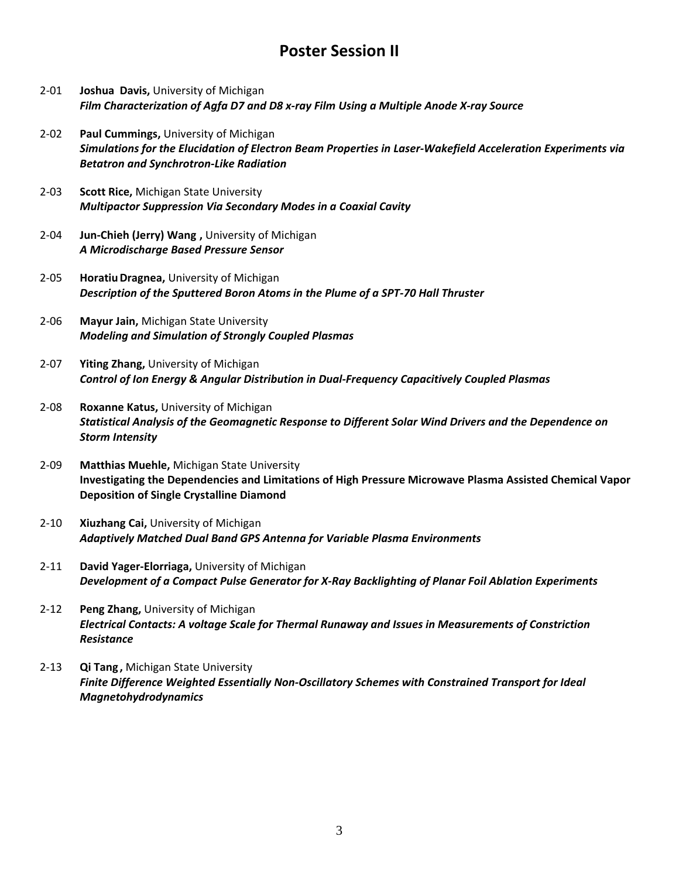# Poster Session II

2-01 **Joshua Davis,** University of Michigan
***Film Characterization of Agfa D7 and D8 x-ray Film Using a Multiple Anode X-ray Source***

2-02 **Paul Cummings,** University of Michigan
***Simulations for the Elucidation of Electron Beam Properties in Laser-Wakefield Acceleration Experiments via Betatron and Synchrotron-Like Radiation***

2-03 **Scott Rice,** Michigan State University
***Multipactor Suppression Via Secondary Modes in a Coaxial Cavity***

2-04 **Jun-Chieh (Jerry) Wang ,** University of Michigan
***A Microdischarge Based Pressure Sensor***

2-05 **Horatiu Dragnea,** University of Michigan
***Description of the Sputtered Boron Atoms in the Plume of a SPT-70 Hall Thruster***

2-06 **Mayur Jain,** Michigan State University
***Modeling and Simulation of Strongly Coupled Plasmas***

2-07 **Yiting Zhang,** University of Michigan
***Control of Ion Energy & Angular Distribution in Dual-Frequency Capacitively Coupled Plasmas***

2-08 **Roxanne Katus,** University of Michigan
***Statistical Analysis of the Geomagnetic Response to Different Solar Wind Drivers and the Dependence on Storm Intensity***

2-09 **Matthias Muehle,** Michigan State University
**Investigating the Dependencies and Limitations of High Pressure Microwave Plasma Assisted Chemical Vapor Deposition of Single Crystalline Diamond**

2-10 **Xiuzhang Cai,** University of Michigan
***Adaptively Matched Dual Band GPS Antenna for Variable Plasma Environments***

2-11 **David Yager-Elorriaga,** University of Michigan
***Development of a Compact Pulse Generator for X-Ray Backlighting of Planar Foil Ablation Experiments***

2-12 **Peng Zhang,** University of Michigan
***Electrical Contacts: A voltage Scale for Thermal Runaway and Issues in Measurements of Constriction Resistance***

2-13 **Qi Tang ,** Michigan State University
***Finite Difference Weighted Essentially Non-Oscillatory Schemes with Constrained Transport for Ideal Magnetohydrodynamics***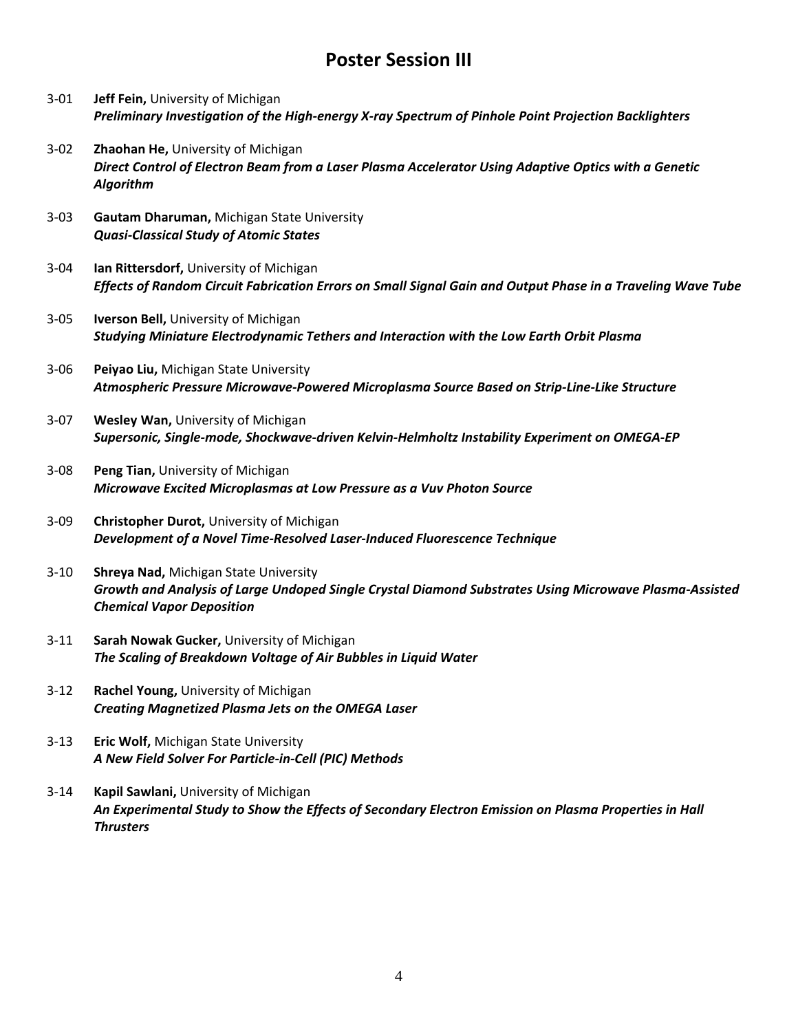# Poster Session III

3-01 **Jeff Fein,** University of Michigan
***Preliminary Investigation of the High-energy X-ray Spectrum of Pinhole Point Projection Backlighters***

3-02 **Zhaohan He,** University of Michigan
***Direct Control of Electron Beam from a Laser Plasma Accelerator Using Adaptive Optics with a Genetic Algorithm***

3-03 **Gautam Dharuman,** Michigan State University
***Quasi-Classical Study of Atomic States***

3-04 **Ian Rittersdorf,** University of Michigan
***Effects of Random Circuit Fabrication Errors on Small Signal Gain and Output Phase in a Traveling Wave Tube***

3-05 **Iverson Bell,** University of Michigan
***Studying Miniature Electrodynamic Tethers and Interaction with the Low Earth Orbit Plasma***

3-06 **Peiyao Liu,** Michigan State University
***Atmospheric Pressure Microwave-Powered Microplasma Source Based on Strip-Line-Like Structure***

3-07 **Wesley Wan,** University of Michigan
***Supersonic, Single-mode, Shockwave-driven Kelvin-Helmholtz Instability Experiment on OMEGA-EP***

3-08 **Peng Tian,** University of Michigan
***Microwave Excited Microplasmas at Low Pressure as a Vuv Photon Source***

3-09 **Christopher Durot,** University of Michigan
***Development of a Novel Time-Resolved Laser-Induced Fluorescence Technique***

3-10 **Shreya Nad,** Michigan State University
***Growth and Analysis of Large Undoped Single Crystal Diamond Substrates Using Microwave Plasma-Assisted Chemical Vapor Deposition***

3-11 **Sarah Nowak Gucker,** University of Michigan
***The Scaling of Breakdown Voltage of Air Bubbles in Liquid Water***

3-12 **Rachel Young,** University of Michigan
***Creating Magnetized Plasma Jets on the OMEGA Laser***

3-13 **Eric Wolf,** Michigan State University
***A New Field Solver For Particle-in-Cell (PIC) Methods***

3-14 **Kapil Sawlani,** University of Michigan
***An Experimental Study to Show the Effects of Secondary Electron Emission on Plasma Properties in Hall Thrusters***